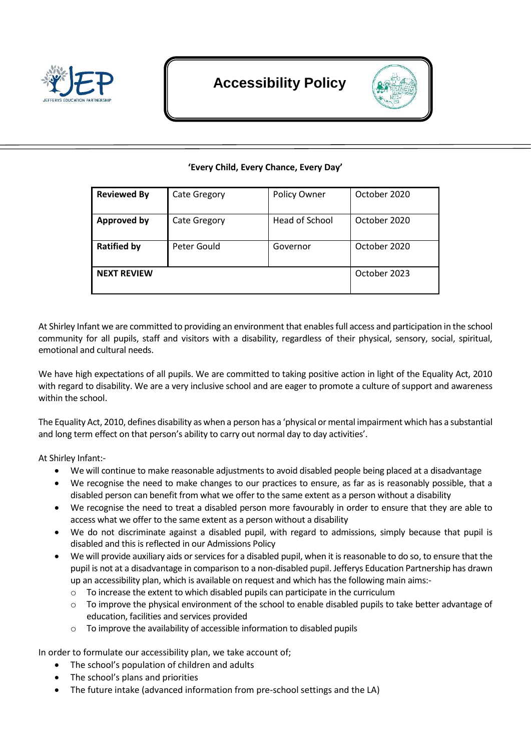# Accessibility Policy

**'Every Child, Every Chance, Every Day'**

| **Reviewed By** | Cate Gregory | Policy Owner | October 2020 |
|---|---|---|---|
| **Approved by** | Cate Gregory | Head of School | October 2020 |
| **Ratified by** | Peter Gould | Governor | October 2020 |
| **NEXT REVIEW** | | | October 2023 |

At Shirley Infant we are committed to providing an environment that enables full access and participation in the school community for all pupils, staff and visitors with a disability, regardless of their physical, sensory, social, spiritual, emotional and cultural needs.

We have high expectations of all pupils. We are committed to taking positive action in light of the Equality Act, 2010 with regard to disability. We are a very inclusive school and are eager to promote a culture of support and awareness within the school.

The Equality Act, 2010, defines disability as when a person has a 'physical or mental impairment which has a substantial and long term effect on that person's ability to carry out normal day to day activities'.

At Shirley Infant:-

- We will continue to make reasonable adjustments to avoid disabled people being placed at a disadvantage
- We recognise the need to make changes to our practices to ensure, as far as is reasonably possible, that a disabled person can benefit from what we offer to the same extent as a person without a disability
- We recognise the need to treat a disabled person more favourably in order to ensure that they are able to access what we offer to the same extent as a person without a disability
- We do not discriminate against a disabled pupil, with regard to admissions, simply because that pupil is disabled and this is reflected in our Admissions Policy
- We will provide auxiliary aids or services for a disabled pupil, when it is reasonable to do so, to ensure that the pupil is not at a disadvantage in comparison to a non-disabled pupil. Jefferys Education Partnership has drawn up an accessibility plan, which is available on request and which has the following main aims:-
  - To increase the extent to which disabled pupils can participate in the curriculum
  - To improve the physical environment of the school to enable disabled pupils to take better advantage of education, facilities and services provided
  - To improve the availability of accessible information to disabled pupils

In order to formulate our accessibility plan, we take account of;

- The school's population of children and adults
- The school's plans and priorities
- The future intake (advanced information from pre-school settings and the LA)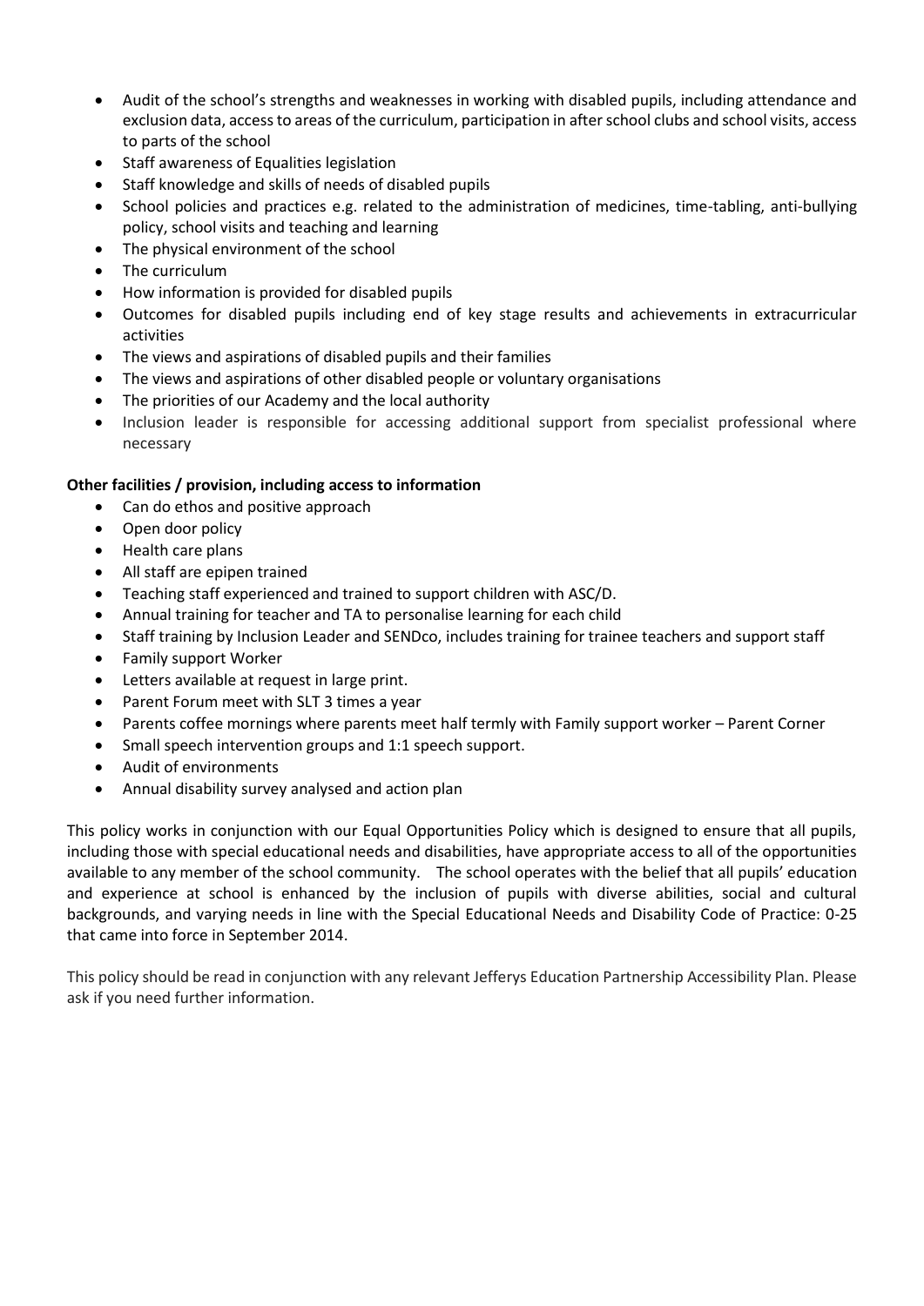- Audit of the school's strengths and weaknesses in working with disabled pupils, including attendance and exclusion data, access to areas of the curriculum, participation in after school clubs and school visits, access to parts of the school
- Staff awareness of Equalities legislation
- Staff knowledge and skills of needs of disabled pupils
- School policies and practices e.g. related to the administration of medicines, time-tabling, anti-bullying policy, school visits and teaching and learning
- The physical environment of the school
- The curriculum
- How information is provided for disabled pupils
- Outcomes for disabled pupils including end of key stage results and achievements in extracurricular activities
- The views and aspirations of disabled pupils and their families
- The views and aspirations of other disabled people or voluntary organisations
- The priorities of our Academy and the local authority
- Inclusion leader is responsible for accessing additional support from specialist professional where necessary

**Other facilities / provision, including access to information**

- Can do ethos and positive approach
- Open door policy
- Health care plans
- All staff are epipen trained
- Teaching staff experienced and trained to support children with ASC/D.
- Annual training for teacher and TA to personalise learning for each child
- Staff training by Inclusion Leader and SENDco, includes training for trainee teachers and support staff
- Family support Worker
- Letters available at request in large print.
- Parent Forum meet with SLT 3 times a year
- Parents coffee mornings where parents meet half termly with Family support worker – Parent Corner
- Small speech intervention groups and 1:1 speech support.
- Audit of environments
- Annual disability survey analysed and action plan

This policy works in conjunction with our Equal Opportunities Policy which is designed to ensure that all pupils, including those with special educational needs and disabilities, have appropriate access to all of the opportunities available to any member of the school community. The school operates with the belief that all pupils' education and experience at school is enhanced by the inclusion of pupils with diverse abilities, social and cultural backgrounds, and varying needs in line with the Special Educational Needs and Disability Code of Practice: 0-25 that came into force in September 2014.

This policy should be read in conjunction with any relevant Jefferys Education Partnership Accessibility Plan. Please ask if you need further information.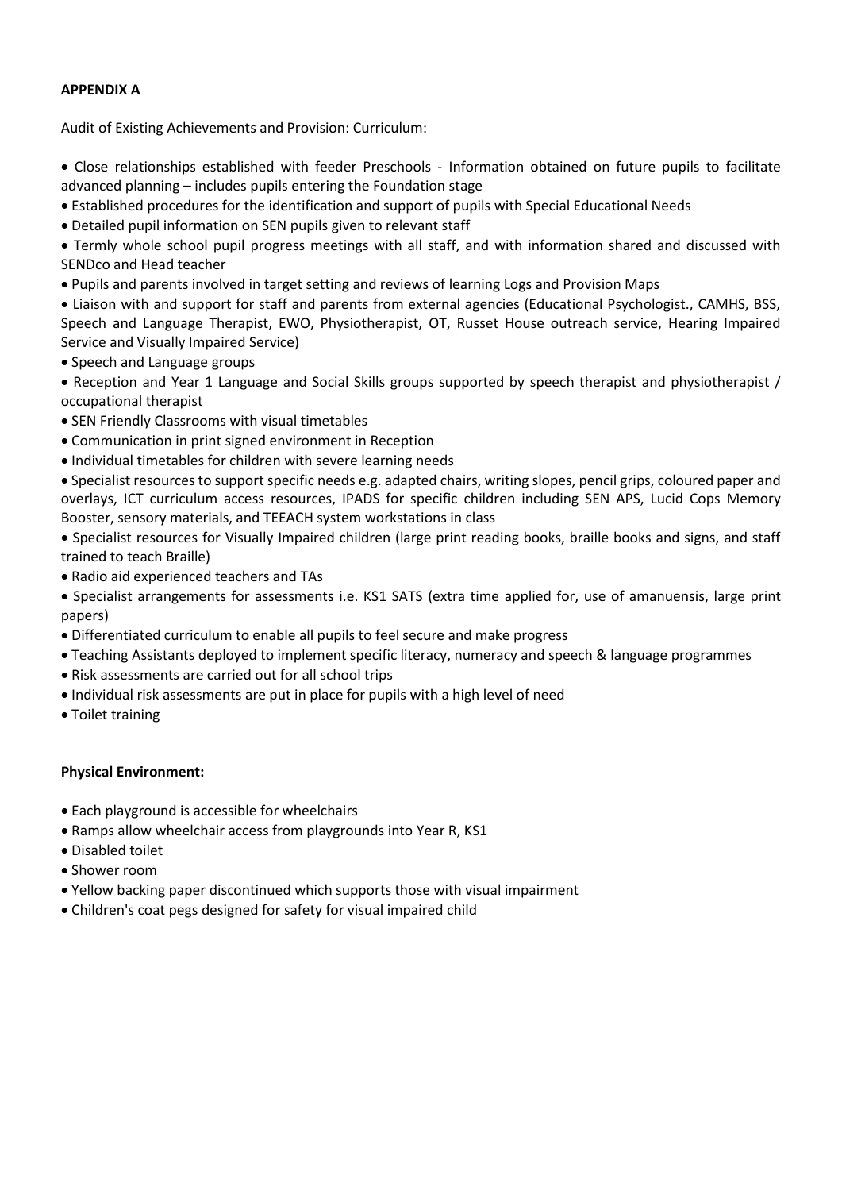**APPENDIX A**

Audit of Existing Achievements and Provision: Curriculum:

- Close relationships established with feeder Preschools - Information obtained on future pupils to facilitate advanced planning – includes pupils entering the Foundation stage
- Established procedures for the identification and support of pupils with Special Educational Needs
- Detailed pupil information on SEN pupils given to relevant staff
- Termly whole school pupil progress meetings with all staff, and with information shared and discussed with SENDco and Head teacher
- Pupils and parents involved in target setting and reviews of learning Logs and Provision Maps
- Liaison with and support for staff and parents from external agencies (Educational Psychologist., CAMHS, BSS, Speech and Language Therapist, EWO, Physiotherapist, OT, Russet House outreach service, Hearing Impaired Service and Visually Impaired Service)
- Speech and Language groups
- Reception and Year 1 Language and Social Skills groups supported by speech therapist and physiotherapist / occupational therapist
- SEN Friendly Classrooms with visual timetables
- Communication in print signed environment in Reception
- Individual timetables for children with severe learning needs
- Specialist resources to support specific needs e.g. adapted chairs, writing slopes, pencil grips, coloured paper and overlays, ICT curriculum access resources, IPADS for specific children including SEN APS, Lucid Cops Memory Booster, sensory materials, and TEEACH system workstations in class
- Specialist resources for Visually Impaired children (large print reading books, braille books and signs, and staff trained to teach Braille)
- Radio aid experienced teachers and TAs
- Specialist arrangements for assessments i.e. KS1 SATS (extra time applied for, use of amanuensis, large print papers)
- Differentiated curriculum to enable all pupils to feel secure and make progress
- Teaching Assistants deployed to implement specific literacy, numeracy and speech & language programmes
- Risk assessments are carried out for all school trips
- Individual risk assessments are put in place for pupils with a high level of need
- Toilet training

**Physical Environment:**

- Each playground is accessible for wheelchairs
- Ramps allow wheelchair access from playgrounds into Year R, KS1
- Disabled toilet
- Shower room
- Yellow backing paper discontinued which supports those with visual impairment
- Children's coat pegs designed for safety for visual impaired child